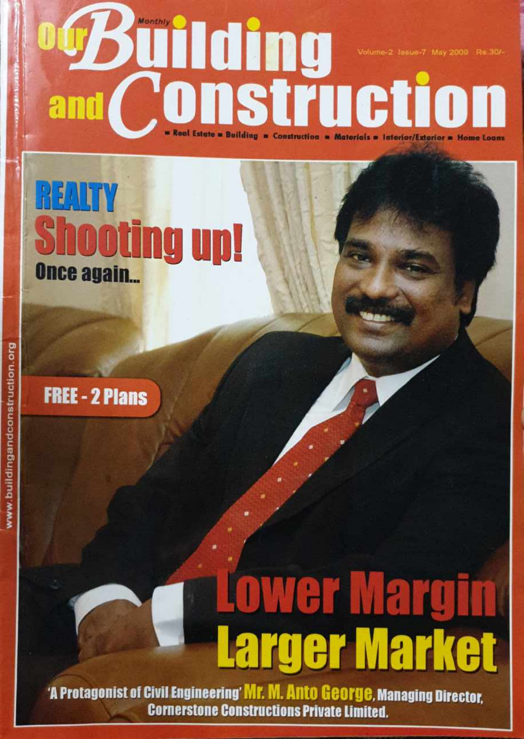# Our Building and Construction

Monthly

Volume-2 Issue-7 May 2009 Rs.30/-

■ Real Estate ■ Building ■ Construction ■ Materials ■ Interior/Exterior ■ Home Loans

## REALTY Shooting up! Once again...

**FREE - 2 Plans**

## Lower Margin Larger Market

'A Protagonist of Civil Engineering' **Mr. M. Anto George**, Managing Director, Cornerstone Constructions Private Limited.

www.buildingandconstruction.org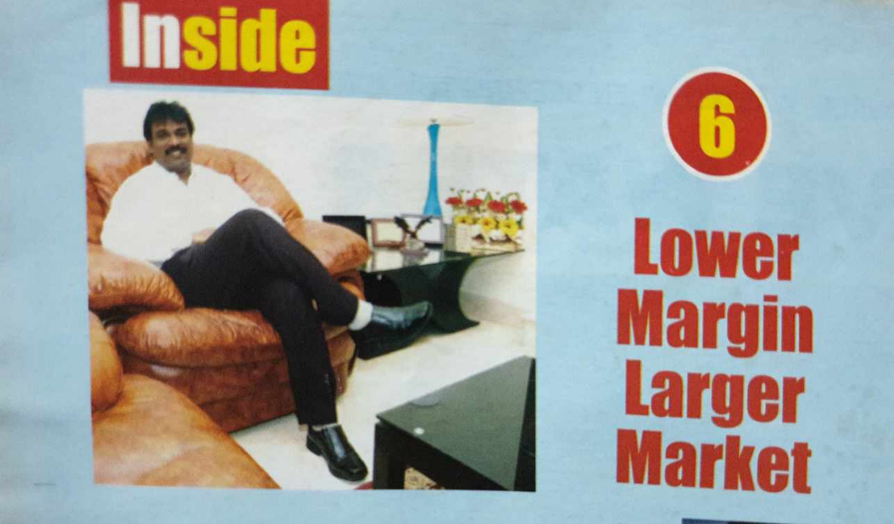# Inside

6

## Lower Margin Larger Market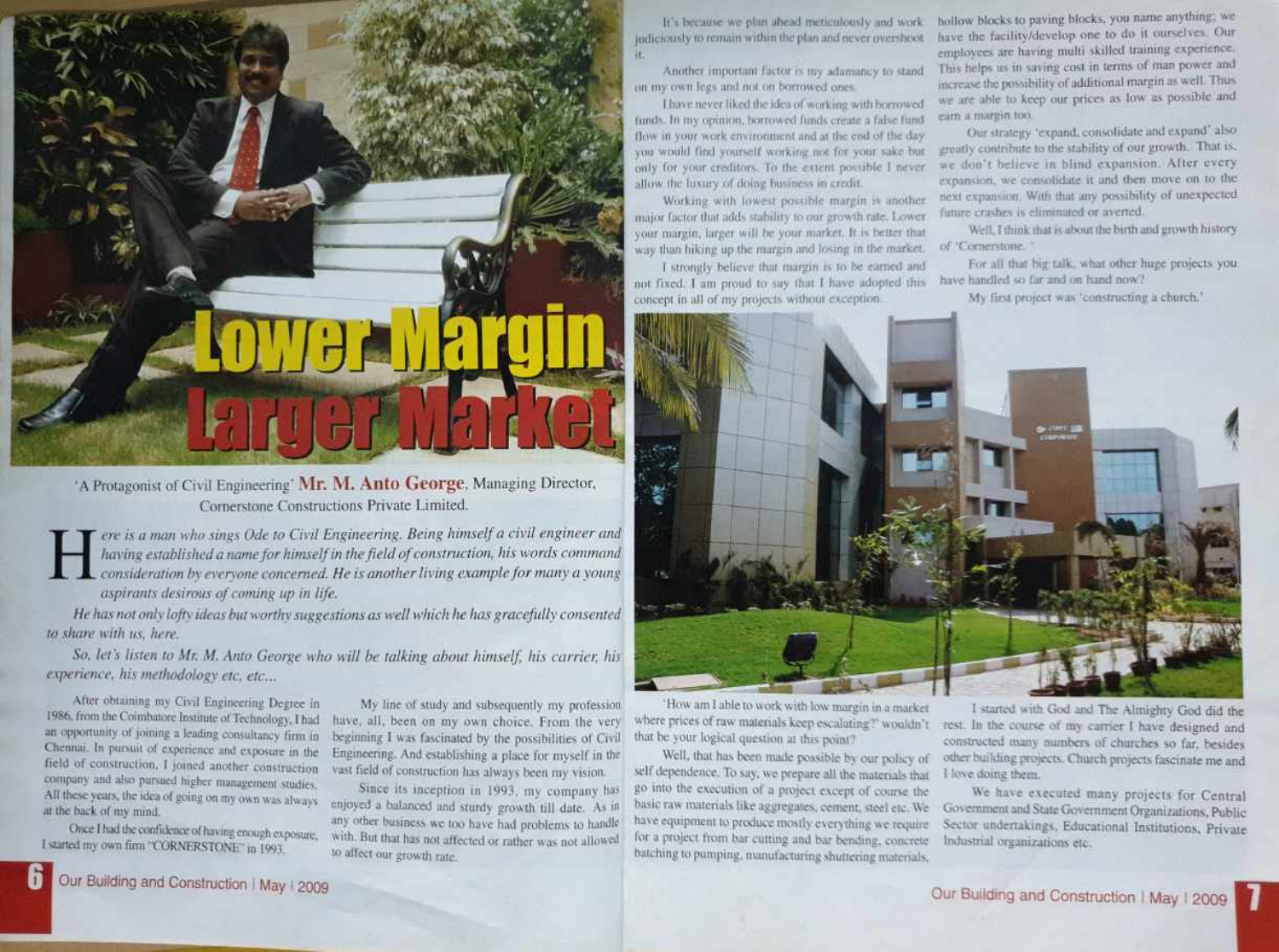# Lower Margin Larger Market

'A Protagonist of Civil Engineering' **Mr. M. Anto George**, Managing Director, Cornerstone Constructions Private Limited.

*Here is a man who sings Ode to Civil Engineering. Being himself a civil engineer and having established a name for himself in the field of construction, his words command consideration by everyone concerned. He is another living example for many a young aspirants desirous of coming up in life.*

*He has not only lofty ideas but worthy suggestions as well which he has gracefully consented to share with us, here.*

*So, let's listen to Mr. M. Anto George who will be talking about himself, his carrier, his experience, his methodology etc, etc...*

After obtaining my Civil Engineering Degree in 1986, from the Coimbatore Institute of Technology, I had an opportunity of joining a leading consultancy firm in Chennai. In pursuit of experience and exposure in the field of construction, I joined another construction company and also pursued higher management studies. All these years, the idea of going on my own was always at the back of my mind.

Once I had the confidence of having enough exposure, I started my own firm "CORNERSTONE" in 1993.

My line of study and subsequently my profession have, all, been on my own choice. From the very beginning I was fascinated by the possibilities of Civil Engineering. And establishing a place for myself in the vast field of construction has always been my vision.

Since its inception in 1993, my company has enjoyed a balanced and sturdy growth till date. As in any other business we too have had problems to handle with. But that has not affected or rather was not allowed to affect our growth rate.

It's because we plan ahead meticulously and work judiciously to remain within the plan and never overshoot it.

Another important factor is my adamancy to stand on my own legs and not on borrowed ones.

I have never liked the idea of working with borrowed funds. In my opinion, borrowed funds create a false fund flow in your work environment and at the end of the day you would find yourself working not for your sake but only for your creditors. To the extent possible I never allow the luxury of doing business in credit.

Working with lowest possible margin is another major factor that adds stability to our growth rate. Lower your margin, larger will be your market. It is better that way than hiking up the margin and losing in the market.

I strongly believe that margin is to be earned and not fixed. I am proud to say that I have adopted this concept in all of my projects without exception.

'How am I able to work with low margin in a market where prices of raw materials keep escalating?' wouldn't that be your logical question at this point?

Well, that has been made possible by our policy of self dependence. To say, we prepare all the materials that go into the execution of a project except of course the basic raw materials like aggregates, cement, steel etc. We have equipment to produce mostly everything we require for a project from bar cutting and bar bending, concrete batching to pumping, manufacturing shuttering materials, hollow blocks to paving blocks, you name anything; we have the facility/develop one to do it ourselves. Our employees are having multi skilled training experience. This helps us in saving cost in terms of man power and increase the possibility of additional margin as well. Thus we are able to keep our prices as low as possible and earn a margin too.

Our strategy 'expand, consolidate and expand' also greatly contribute to the stability of our growth. That is, we don't believe in blind expansion. After every expansion, we consolidate it and then move on to the next expansion. With that any possibility of unexpected future crashes is eliminated or averted.

Well, I think that is about the birth and growth history of 'Cornerstone.'

For all that big talk, what other huge projects you have handled so far and on hand now?

My first project was 'constructing a church.'

I started with God and The Almighty God did the rest. In the course of my carrier I have designed and constructed many numbers of churches so far, besides other building projects. Church projects fascinate me and I love doing them.

We have executed many projects for Central Government and State Government Organizations, Public Sector undertakings, Educational Institutions, Private Industrial organizations etc.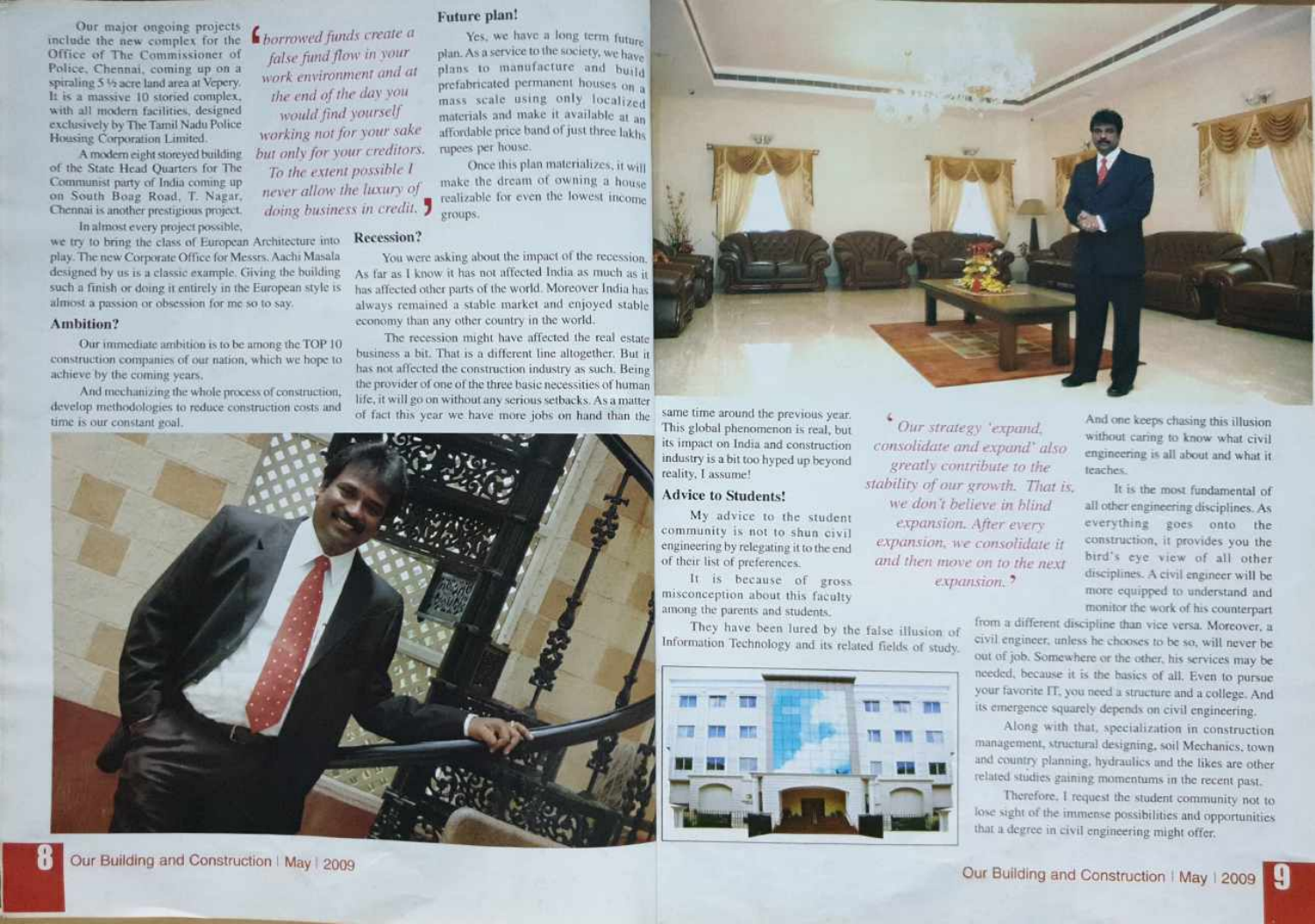Our major ongoing projects include the new complex for the Office of The Commissioner of Police, Chennai, coming up on a spiraling 5 ½ acre land area at Vepery. It is a massive 10 storied complex, with all modern facilities, designed exclusively by The Tamil Nadu Police Housing Corporation Limited.

A modern eight storeyed building of the State Head Quarters for The Communist party of India coming up on South Boag Road, T. Nagar, Chennai is another prestigious project.

In almost every project possible, we try to bring the class of European Architecture into play. The new Corporate Office for Messrs. Aachi Masala designed by us is a classic example. Giving the building such a finish or doing it entirely in the European style is almost a passion or obsession for me so to say.

*'borrowed funds create a false fund flow in your work environment and at the end of the day you would find yourself working not for your sake but only for your creditors. To the extent possible I never allow the luxury of doing business in credit.'*

### Ambition?

Our immediate ambition is to be among the TOP 10 construction companies of our nation, which we hope to achieve by the coming years.

And mechanizing the whole process of construction, develop methodologies to reduce construction costs and time is our constant goal.

### Future plan!

Yes, we have a long term future plan. As a service to the society, we have plans to manufacture and build prefabricated permanent houses on a mass scale using only localized materials and make it available at an affordable price band of just three lakhs rupees per house.

Once this plan materializes, it will make the dream of owning a house realizable for even the lowest income groups.

### Recession?

You were asking about the impact of the recession. As far as I know it has not affected India as much as it has affected other parts of the world. Moreover India has always remained a stable market and enjoyed stable economy than any other country in the world.

The recession might have affected the real estate business a bit. That is a different line altogether. But it has not affected the construction industry as such. Being the provider of one of the three basic necessities of human life, it will go on without any serious setbacks. As a matter of fact this year we have more jobs on hand than the same time around the previous year. This global phenomenon is real, but its impact on India and construction industry is a bit too hyped up beyond reality, I assume!

*'Our strategy 'expand, consolidate and expand' also greatly contribute to the stability of our growth. That is, we don't believe in blind expansion. After every expansion, we consolidate it and then move on to the next expansion.'*

### Advice to Students!

My advice to the student community is not to shun civil engineering by relegating it to the end of their list of preferences.

It is because of gross misconception about this faculty among the parents and students.

They have been lured by the false illusion of Information Technology and its related fields of study. And one keeps chasing this illusion without caring to know what civil engineering is all about and what it teaches.

It is the most fundamental of all other engineering disciplines. As everything goes onto the construction, it provides you the bird's eye view of all other disciplines. A civil engineer will be more equipped to understand and monitor the work of his counterpart from a different discipline than vice versa. Moreover, a civil engineer, unless he chooses to be so, will never be out of job. Somewhere or the other, his services may be needed, because it is the basics of all. Even to pursue your favorite IT, you need a structure and a college. And its emergence squarely depends on civil engineering.

Along with that, specialization in construction management, structural designing, soil Mechanics, town and country planning, hydraulics and the likes are other related studies gaining momentums in the recent past.

Therefore, I request the student community not to lose sight of the immense possibilities and opportunities that a degree in civil engineering might offer.